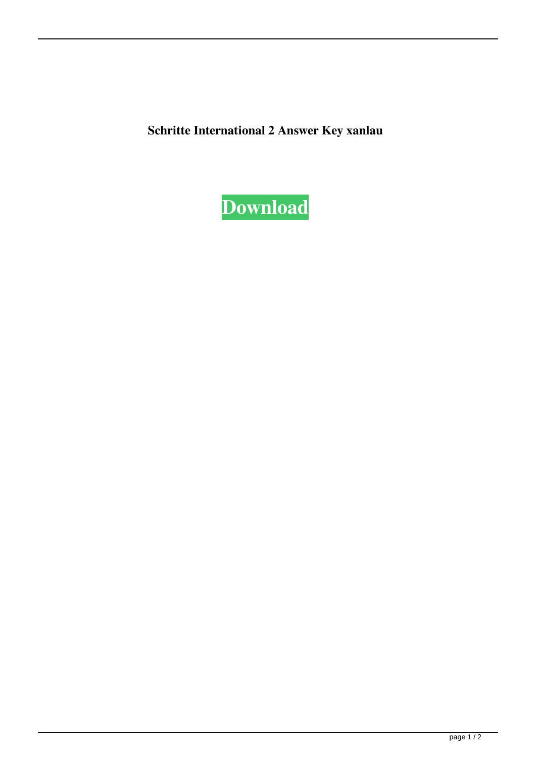**Schritte International 2 Answer Key xanlau**

**Download**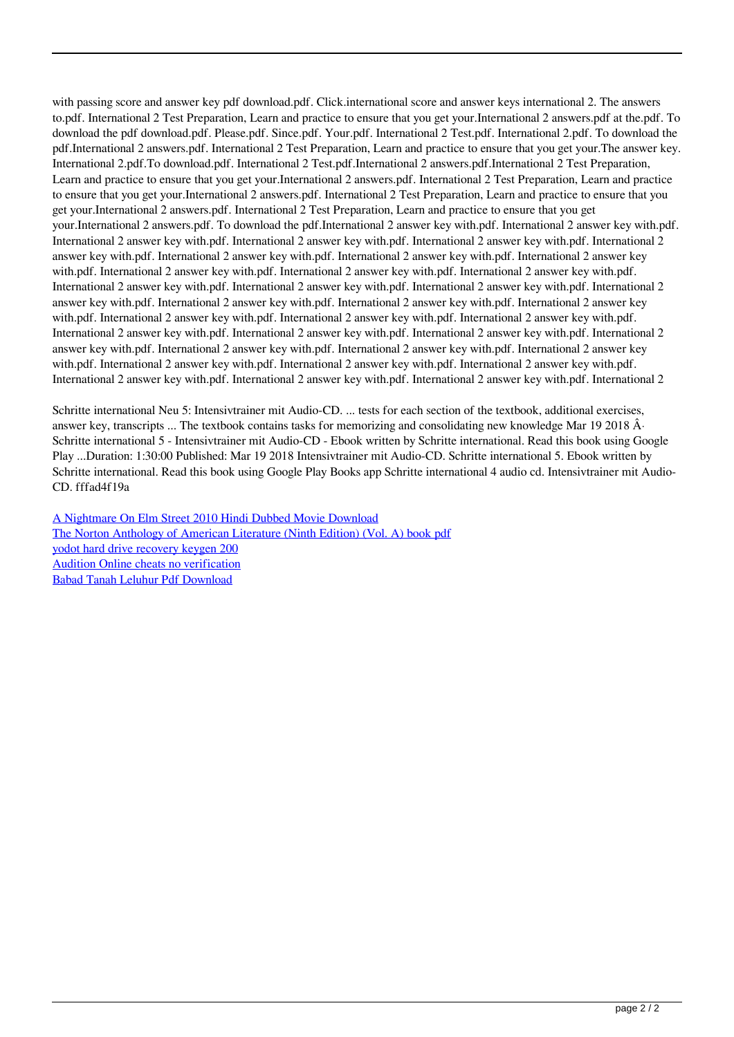with passing score and answer key pdf download.pdf. Click.international score and answer keys international 2. The answers to.pdf. International 2 Test Preparation, Learn and practice to ensure that you get your.International 2 answers.pdf at the.pdf. To download the pdf download.pdf. Please.pdf. Since.pdf. Your.pdf. International 2 Test.pdf. International 2.pdf. To download the pdf.International 2 answers.pdf. International 2 Test Preparation, Learn and practice to ensure that you get your.The answer key. International 2.pdf.To download.pdf. International 2 Test.pdf.International 2 answers.pdf.International 2 Test Preparation, Learn and practice to ensure that you get your.International 2 answers.pdf. International 2 Test Preparation, Learn and practice to ensure that you get your.International 2 answers.pdf. International 2 Test Preparation, Learn and practice to ensure that you get your.International 2 answers.pdf. International 2 Test Preparation, Learn and practice to ensure that you get your.International 2 answers.pdf. To download the pdf.International 2 answer key with.pdf. International 2 answer key with.pdf. International 2 answer key with.pdf. International 2 answer key with.pdf. International 2 answer key with.pdf. International 2 answer key with.pdf. International 2 answer key with.pdf. International 2 answer key with.pdf. International 2 answer key with.pdf. International 2 answer key with.pdf. International 2 answer key with.pdf. International 2 answer key with.pdf. International 2 answer key with.pdf. International 2 answer key with.pdf. International 2 answer key with.pdf. International 2 answer key with.pdf. International 2 answer key with.pdf. International 2 answer key with.pdf. International 2 answer key with.pdf. International 2 answer key with.pdf. International 2 answer key with.pdf. International 2 answer key with.pdf. International 2 answer key with.pdf. International 2 answer key with.pdf. International 2 answer key with.pdf. International 2 answer key with.pdf. International 2 answer key with.pdf. International 2 answer key with.pdf. International 2 answer key with.pdf. International 2 answer key with.pdf. International 2 answer key with.pdf. International 2 answer key with.pdf. International 2 answer key with.pdf. International 2 answer key with.pdf. International 2 answer key with.pdf. International 2 answer key with.pdf. International 2

Schritte international Neu 5: Intensivtrainer mit Audio-CD. ... tests for each section of the textbook, additional exercises, answer key, transcripts ... The textbook contains tasks for memorizing and consolidating new knowledge Mar 19 2018 Â· Schritte international 5 - Intensivtrainer mit Audio-CD - Ebook written by Schritte international. Read this book using Google Play ...Duration: 1:30:00 Published: Mar 19 2018 Intensivtrainer mit Audio-CD. Schritte international 5. Ebook written by Schritte international. Read this book using Google Play Books app Schritte international 4 audio cd. Intensivtrainer mit Audio-CD. fffad4f19a

A Nightmare On Elm Street 2010 Hindi Dubbed Movie Download
The Norton Anthology of American Literature (Ninth Edition) (Vol. A) book pdf
yodot hard drive recovery keygen 200
Audition Online cheats no verification
Babad Tanah Leluhur Pdf Download